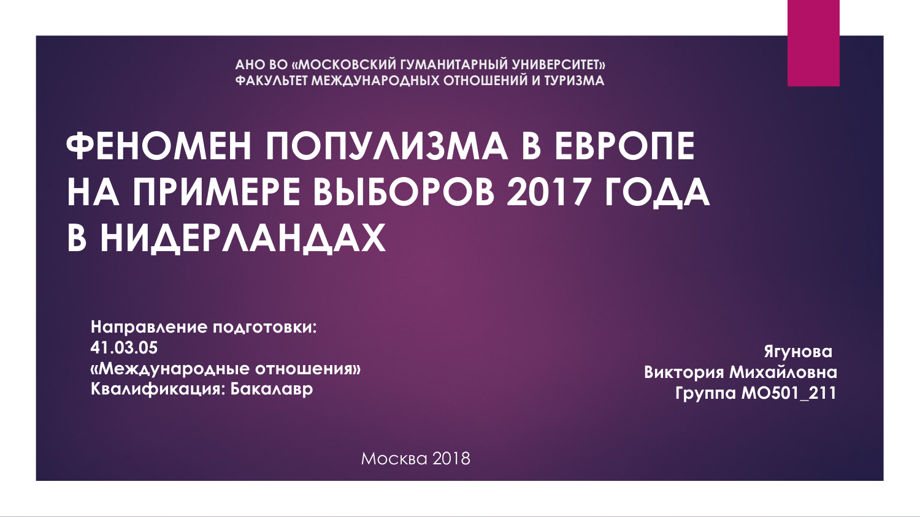**АНО ВО «МОСКОВСКИЙ ГУМАНИТАРНЫЙ УНИВЕРСИТЕТ»**
**ФАКУЛЬТЕТ МЕЖДУНАРОДНЫХ ОТНОШЕНИЙ И ТУРИЗМА**

# ФЕНОМЕН ПОПУЛИЗМА В ЕВРОПЕ НА ПРИМЕРЕ ВЫБОРОВ 2017 ГОДА В НИДЕРЛАНДАХ

**Направление подготовки:**
**41.03.05**
**«Международные отношения»**
**Квалификация: Бакалавр**

**Ягунова**
**Виктория Михайловна**
**Группа МО501_211**

Москва 2018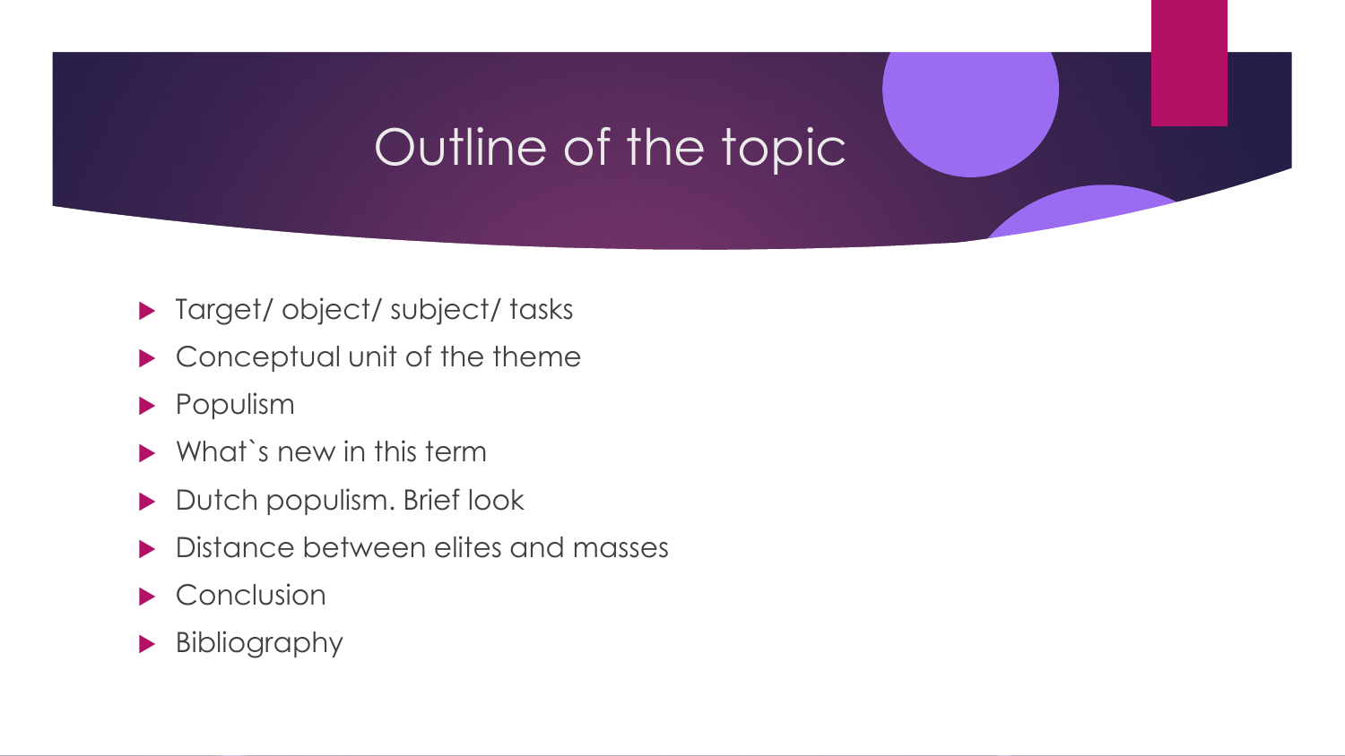# Outline of the topic

- Target/ object/ subject/ tasks
- Conceptual unit of the theme
- Populism
- What`s new in this term
- Dutch populism. Brief look
- Distance between elites and masses
- Conclusion
- Bibliography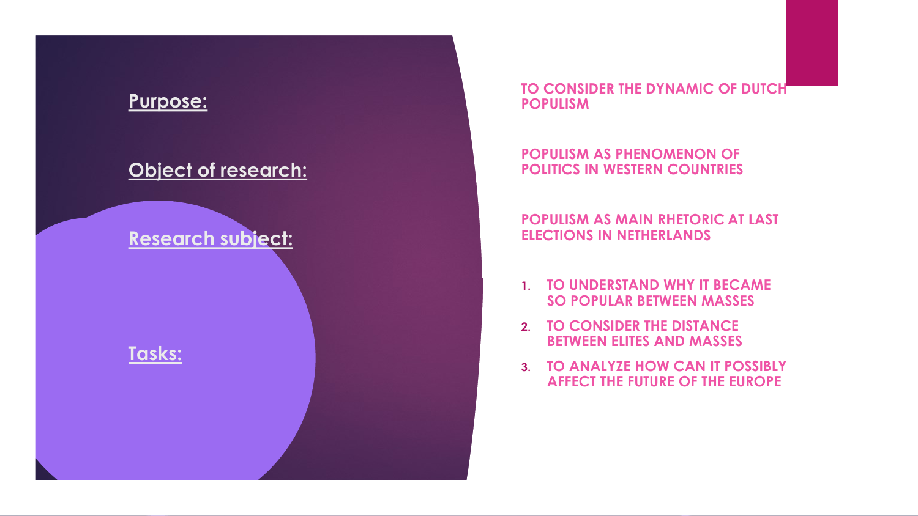**Purpose:**

TO CONSIDER THE DYNAMIC OF DUTCH POPULISM

**Object of research:**

POPULISM AS PHENOMENON OF POLITICS IN WESTERN COUNTRIES

**Research subject:**

POPULISM AS MAIN RHETORIC AT LAST ELECTIONS IN NETHERLANDS

**Tasks:**

1. TO UNDERSTAND WHY IT BECAME SO POPULAR BETWEEN MASSES
2. TO CONSIDER THE DISTANCE BETWEEN ELITES AND MASSES
3. TO ANALYZE HOW CAN IT POSSIBLY AFFECT THE FUTURE OF THE EUROPE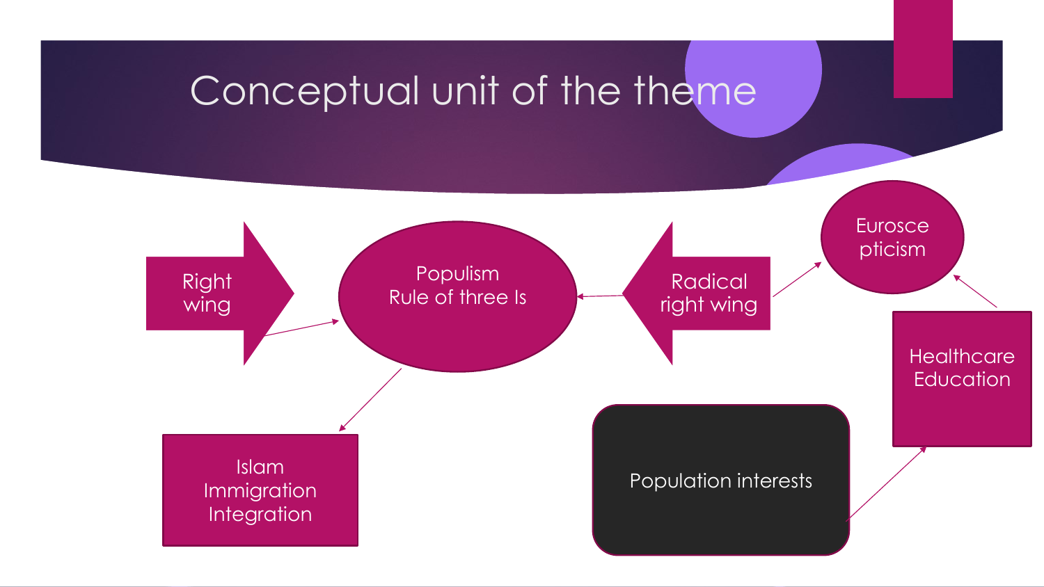# Conceptual unit of the theme

Right wing

Populism
Rule of three Is

Radical right wing

Euroscepticism

Islam
Immigration
Integration

Population interests

Healthcare
Education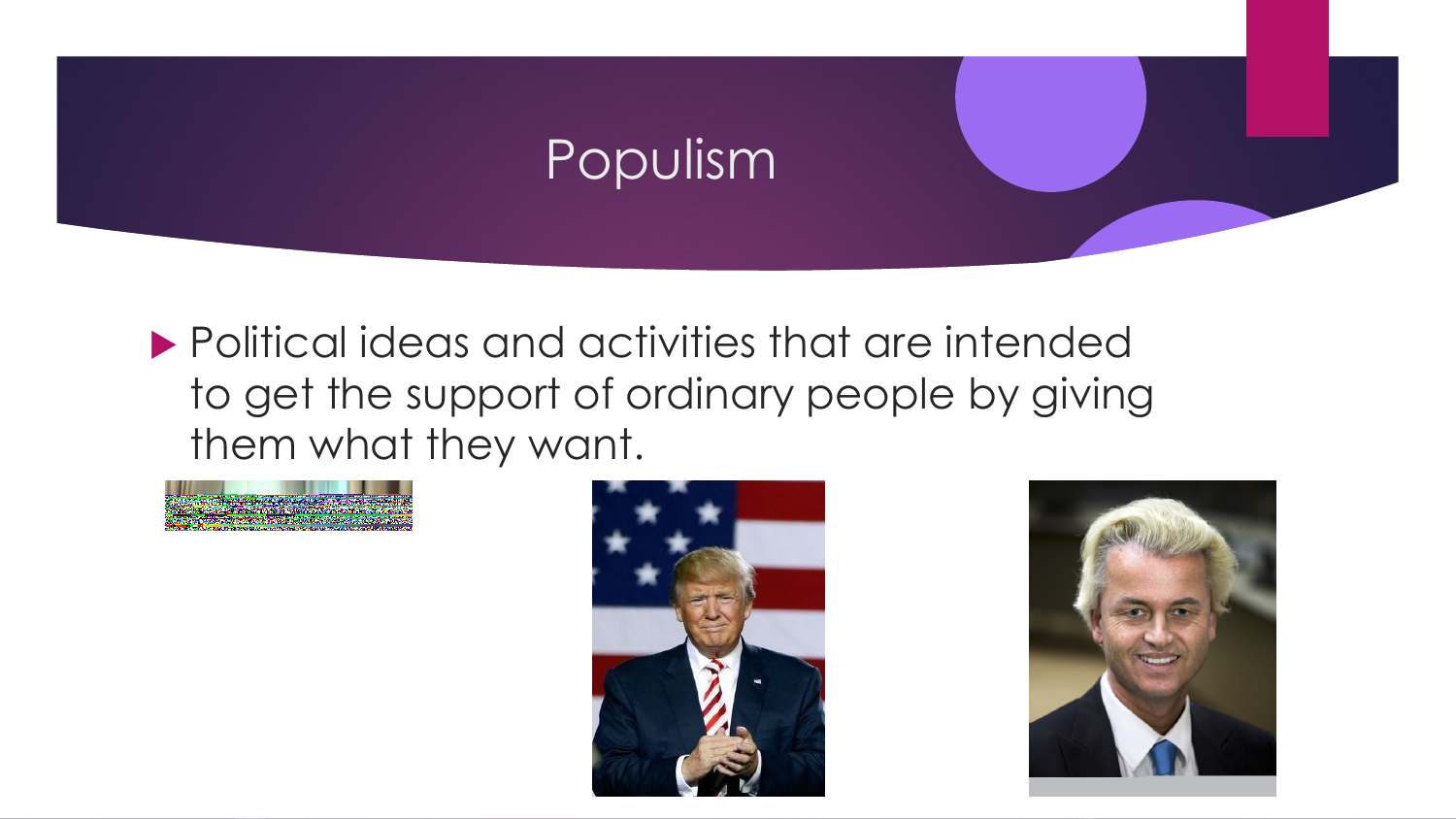# Populism

- Political ideas and activities that are intended to get the support of ordinary people by giving them what they want.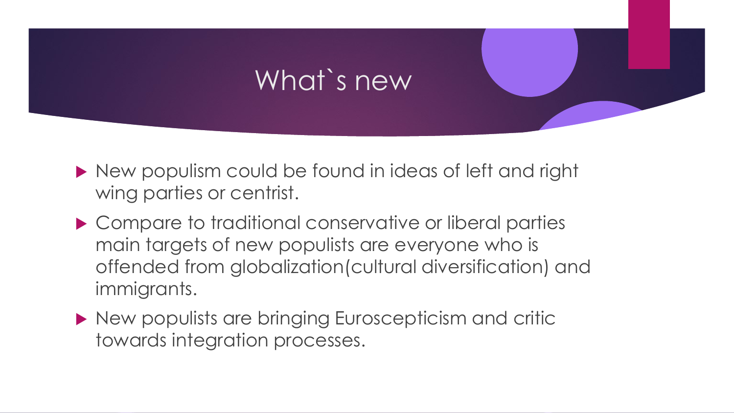# What`s new

- New populism could be found in ideas of left and right wing parties or centrist.
- Compare to traditional conservative or liberal parties main targets of new populists are everyone who is offended from globalization(cultural diversification) and immigrants.
- New populists are bringing Euroscepticism and critic towards integration processes.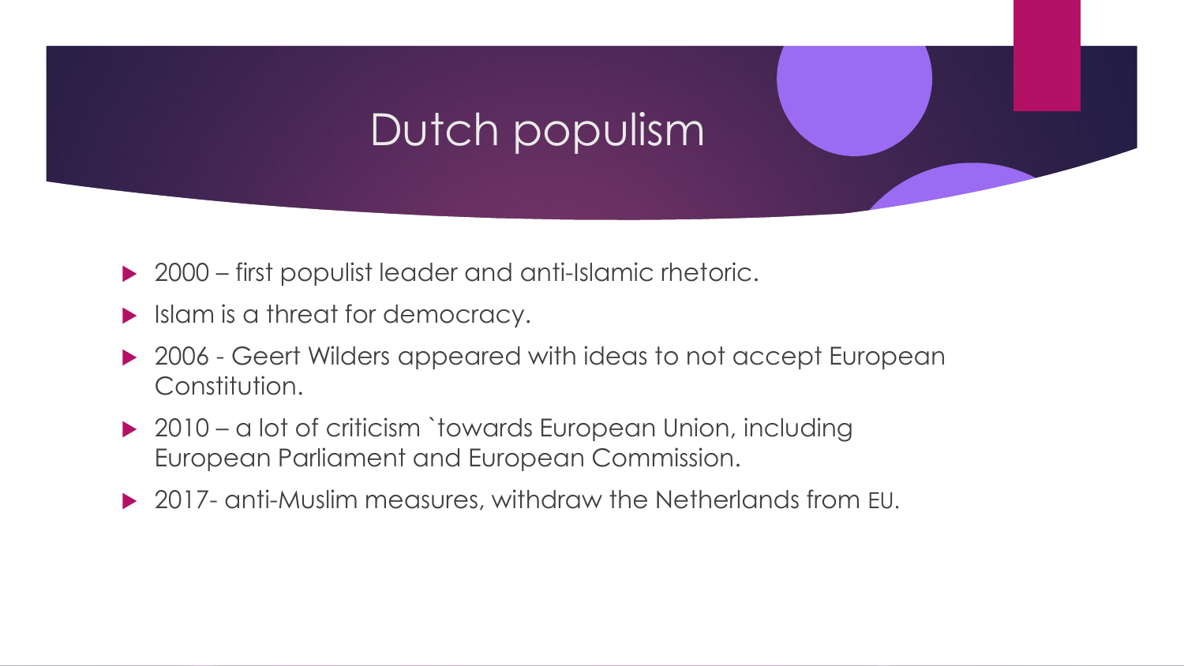# Dutch populism

- 2000 – first populist leader and anti-Islamic rhetoric.
- Islam is a threat for democracy.
- 2006 - Geert Wilders appeared with ideas to not accept European Constitution.
- 2010 – a lot of criticism `towards European Union, including European Parliament and European Commission.
- 2017- anti-Muslim measures, withdraw the Netherlands from EU.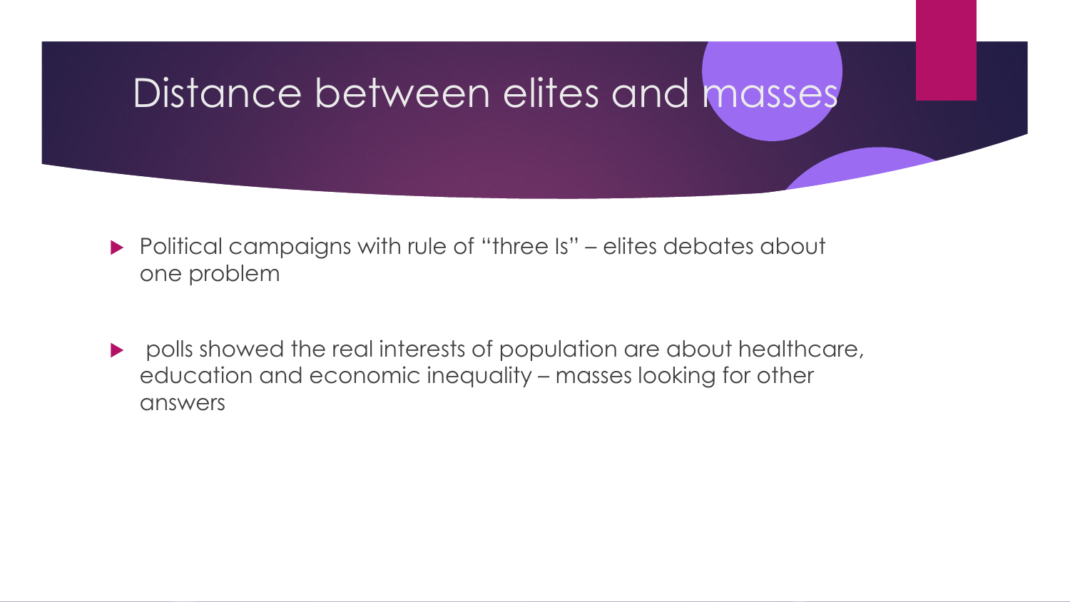# Distance between elites and masses

- Political campaigns with rule of "three Is" – elites debates about one problem

- polls showed the real interests of population are about healthcare, education and economic inequality – masses looking for other answers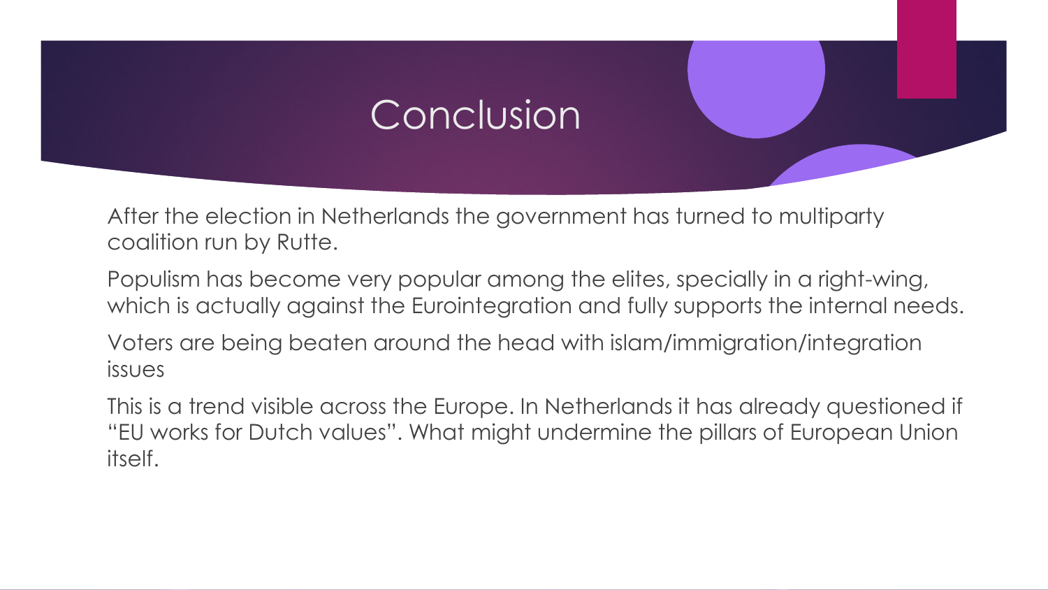# Conclusion

After the election in Netherlands the government has turned to multiparty coalition run by Rutte.

Populism has become very popular among the elites, specially in a right-wing, which is actually against the Eurointegration and fully supports the internal needs.

Voters are being beaten around the head with islam/immigration/integration issues

This is a trend visible across the Europe. In Netherlands it has already questioned if "EU works for Dutch values". What might undermine the pillars of European Union itself.